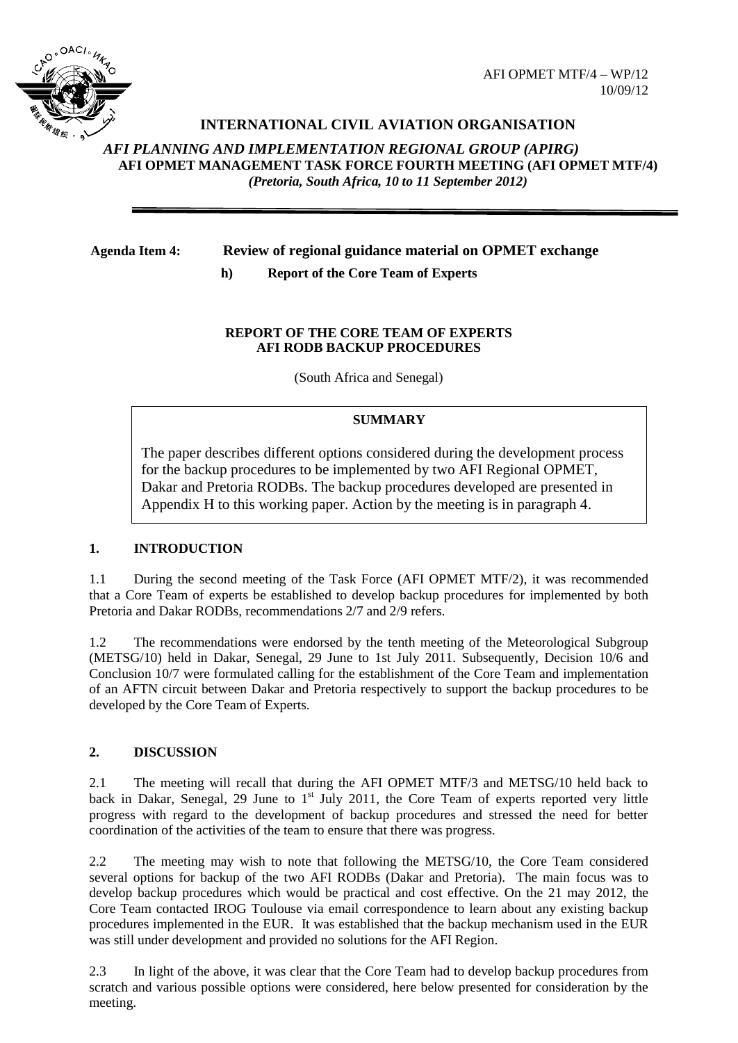AFI OPMET MTF/4 – WP/12
10/09/12

# INTERNATIONAL CIVIL AVIATION ORGANISATION

***AFI PLANNING AND IMPLEMENTATION REGIONAL GROUP (APIRG)***
**AFI OPMET MANAGEMENT TASK FORCE FOURTH MEETING (AFI OPMET MTF/4)**
***(Pretoria, South Africa, 10 to 11 September 2012)***

---

**Agenda Item 4: Review of regional guidance material on OPMET exchange**

**h) Report of the Core Team of Experts**

**REPORT OF THE CORE TEAM OF EXPERTS**
**AFI RODB BACKUP PROCEDURES**

(South Africa and Senegal)

**SUMMARY**

The paper describes different options considered during the development process for the backup procedures to be implemented by two AFI Regional OPMET, Dakar and Pretoria RODBs. The backup procedures developed are presented in Appendix H to this working paper. Action by the meeting is in paragraph 4.

## 1. INTRODUCTION

1.1 During the second meeting of the Task Force (AFI OPMET MTF/2), it was recommended that a Core Team of experts be established to develop backup procedures for implemented by both Pretoria and Dakar RODBs, recommendations 2/7 and 2/9 refers.

1.2 The recommendations were endorsed by the tenth meeting of the Meteorological Subgroup (METSG/10) held in Dakar, Senegal, 29 June to 1st July 2011. Subsequently, Decision 10/6 and Conclusion 10/7 were formulated calling for the establishment of the Core Team and implementation of an AFTN circuit between Dakar and Pretoria respectively to support the backup procedures to be developed by the Core Team of Experts.

## 2. DISCUSSION

2.1 The meeting will recall that during the AFI OPMET MTF/3 and METSG/10 held back to back in Dakar, Senegal, 29 June to 1st July 2011, the Core Team of experts reported very little progress with regard to the development of backup procedures and stressed the need for better coordination of the activities of the team to ensure that there was progress.

2.2 The meeting may wish to note that following the METSG/10, the Core Team considered several options for backup of the two AFI RODBs (Dakar and Pretoria). The main focus was to develop backup procedures which would be practical and cost effective. On the 21 may 2012, the Core Team contacted IROG Toulouse via email correspondence to learn about any existing backup procedures implemented in the EUR. It was established that the backup mechanism used in the EUR was still under development and provided no solutions for the AFI Region.

2.3 In light of the above, it was clear that the Core Team had to develop backup procedures from scratch and various possible options were considered, here below presented for consideration by the meeting.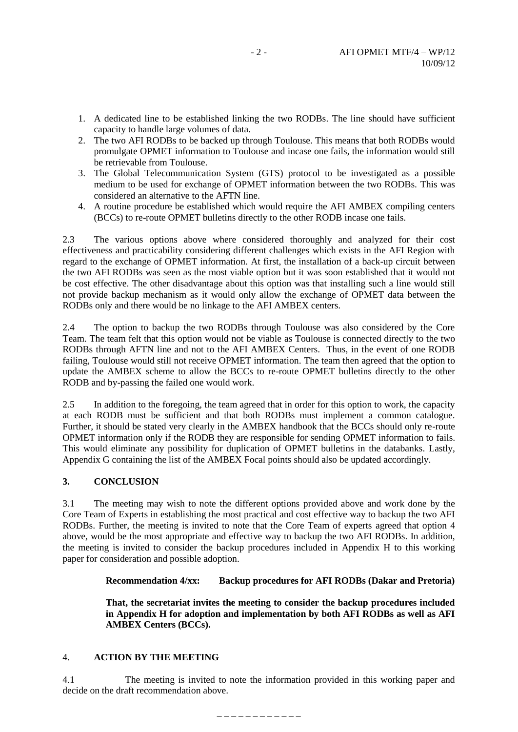1. A dedicated line to be established linking the two RODBs. The line should have sufficient capacity to handle large volumes of data.
2. The two AFI RODBs to be backed up through Toulouse. This means that both RODBs would promulgate OPMET information to Toulouse and incase one fails, the information would still be retrievable from Toulouse.
3. The Global Telecommunication System (GTS) protocol to be investigated as a possible medium to be used for exchange of OPMET information between the two RODBs. This was considered an alternative to the AFTN line.
4. A routine procedure be established which would require the AFI AMBEX compiling centers (BCCs) to re-route OPMET bulletins directly to the other RODB incase one fails.

2.3 The various options above where considered thoroughly and analyzed for their cost effectiveness and practicability considering different challenges which exists in the AFI Region with regard to the exchange of OPMET information. At first, the installation of a back-up circuit between the two AFI RODBs was seen as the most viable option but it was soon established that it would not be cost effective. The other disadvantage about this option was that installing such a line would still not provide backup mechanism as it would only allow the exchange of OPMET data between the RODBs only and there would be no linkage to the AFI AMBEX centers.

2.4 The option to backup the two RODBs through Toulouse was also considered by the Core Team. The team felt that this option would not be viable as Toulouse is connected directly to the two RODBs through AFTN line and not to the AFI AMBEX Centers. Thus, in the event of one RODB failing, Toulouse would still not receive OPMET information. The team then agreed that the option to update the AMBEX scheme to allow the BCCs to re-route OPMET bulletins directly to the other RODB and by-passing the failed one would work.

2.5 In addition to the foregoing, the team agreed that in order for this option to work, the capacity at each RODB must be sufficient and that both RODBs must implement a common catalogue. Further, it should be stated very clearly in the AMBEX handbook that the BCCs should only re-route OPMET information only if the RODB they are responsible for sending OPMET information to fails. This would eliminate any possibility for duplication of OPMET bulletins in the databanks. Lastly, Appendix G containing the list of the AMBEX Focal points should also be updated accordingly.

## 3. CONCLUSION

3.1 The meeting may wish to note the different options provided above and work done by the Core Team of Experts in establishing the most practical and cost effective way to backup the two AFI RODBs. Further, the meeting is invited to note that the Core Team of experts agreed that option 4 above, would be the most appropriate and effective way to backup the two AFI RODBs. In addition, the meeting is invited to consider the backup procedures included in Appendix H to this working paper for consideration and possible adoption.

**Recommendation 4/xx: Backup procedures for AFI RODBs (Dakar and Pretoria)**

**That, the secretariat invites the meeting to consider the backup procedures included in Appendix H for adoption and implementation by both AFI RODBs as well as AFI AMBEX Centers (BCCs).**

## 4. ACTION BY THE MEETING

4.1 The meeting is invited to note the information provided in this working paper and decide on the draft recommendation above.

– – – – – – – – – – – –